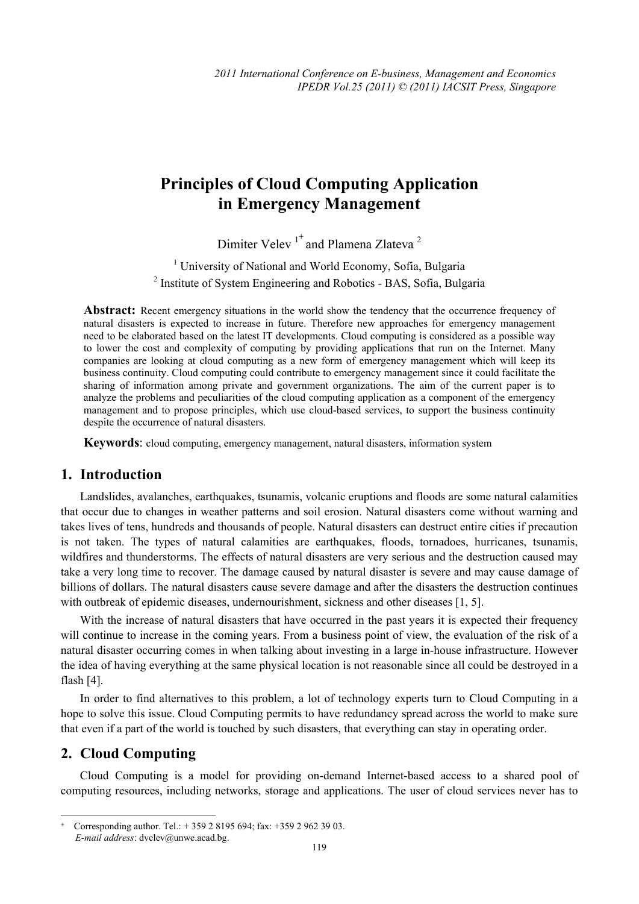# Principles of Cloud Computing Application in Emergency Management

Dimiter Velev [1+] and Plamena Zlateva [2]

[1] University of National and World Economy, Sofia, Bulgaria

[2] Institute of System Engineering and Robotics - BAS, Sofia, Bulgaria

**Abstract:** Recent emergency situations in the world show the tendency that the occurrence frequency of natural disasters is expected to increase in future. Therefore new approaches for emergency management need to be elaborated based on the latest IT developments. Cloud computing is considered as a possible way to lower the cost and complexity of computing by providing applications that run on the Internet. Many companies are looking at cloud computing as a new form of emergency management which will keep its business continuity. Cloud computing could contribute to emergency management since it could facilitate the sharing of information among private and government organizations. The aim of the current paper is to analyze the problems and peculiarities of the cloud computing application as a component of the emergency management and to propose principles, which use cloud-based services, to support the business continuity despite the occurrence of natural disasters.

**Keywords**: cloud computing, emergency management, natural disasters, information system

## 1. Introduction

Landslides, avalanches, earthquakes, tsunamis, volcanic eruptions and floods are some natural calamities that occur due to changes in weather patterns and soil erosion. Natural disasters come without warning and takes lives of tens, hundreds and thousands of people. Natural disasters can destruct entire cities if precaution is not taken. The types of natural calamities are earthquakes, floods, tornadoes, hurricanes, tsunamis, wildfires and thunderstorms. The effects of natural disasters are very serious and the destruction caused may take a very long time to recover. The damage caused by natural disaster is severe and may cause damage of billions of dollars. The natural disasters cause severe damage and after the disasters the destruction continues with outbreak of epidemic diseases, undernourishment, sickness and other diseases [1, 5].

With the increase of natural disasters that have occurred in the past years it is expected their frequency will continue to increase in the coming years. From a business point of view, the evaluation of the risk of a natural disaster occurring comes in when talking about investing in a large in-house infrastructure. However the idea of having everything at the same physical location is not reasonable since all could be destroyed in a flash [4].

In order to find alternatives to this problem, a lot of technology experts turn to Cloud Computing in a hope to solve this issue. Cloud Computing permits to have redundancy spread across the world to make sure that even if a part of the world is touched by such disasters, that everything can stay in operating order.

## 2. Cloud Computing

Cloud Computing is a model for providing on-demand Internet-based access to a shared pool of computing resources, including networks, storage and applications. The user of cloud services never has to

---

+ Corresponding author. Tel.: + 359 2 8195 694; fax: +359 2 962 39 03.
*E-mail address*: dvelev@unwe.acad.bg.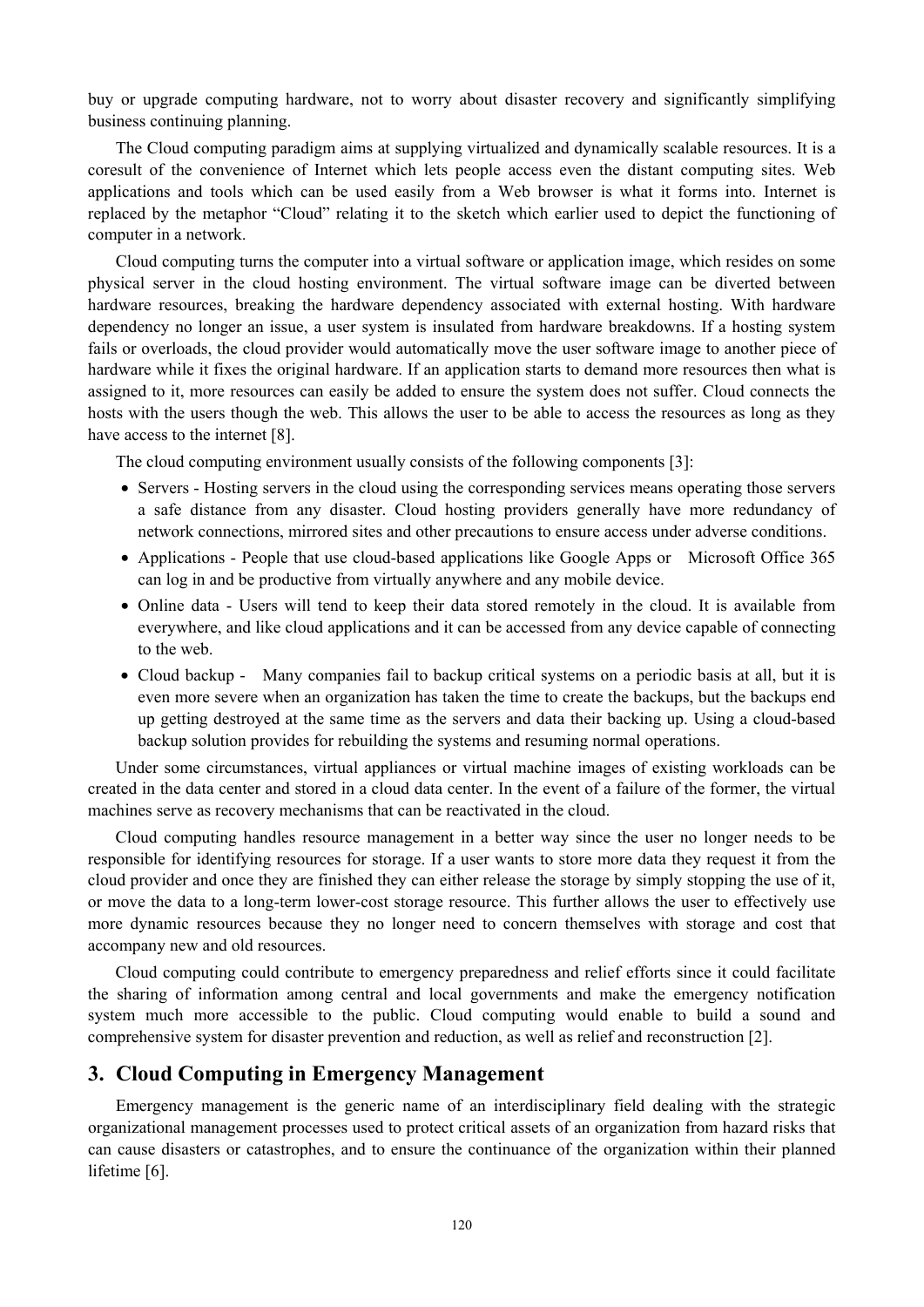buy or upgrade computing hardware, not to worry about disaster recovery and significantly simplifying business continuing planning.

The Cloud computing paradigm aims at supplying virtualized and dynamically scalable resources. It is a coresult of the convenience of Internet which lets people access even the distant computing sites. Web applications and tools which can be used easily from a Web browser is what it forms into. Internet is replaced by the metaphor "Cloud" relating it to the sketch which earlier used to depict the functioning of computer in a network.

Cloud computing turns the computer into a virtual software or application image, which resides on some physical server in the cloud hosting environment. The virtual software image can be diverted between hardware resources, breaking the hardware dependency associated with external hosting. With hardware dependency no longer an issue, a user system is insulated from hardware breakdowns. If a hosting system fails or overloads, the cloud provider would automatically move the user software image to another piece of hardware while it fixes the original hardware. If an application starts to demand more resources then what is assigned to it, more resources can easily be added to ensure the system does not suffer. Cloud connects the hosts with the users though the web. This allows the user to be able to access the resources as long as they have access to the internet [8].

The cloud computing environment usually consists of the following components [3]:

- Servers - Hosting servers in the cloud using the corresponding services means operating those servers a safe distance from any disaster. Cloud hosting providers generally have more redundancy of network connections, mirrored sites and other precautions to ensure access under adverse conditions.
- Applications - People that use cloud-based applications like Google Apps or Microsoft Office 365 can log in and be productive from virtually anywhere and any mobile device.
- Online data - Users will tend to keep their data stored remotely in the cloud. It is available from everywhere, and like cloud applications and it can be accessed from any device capable of connecting to the web.
- Cloud backup - Many companies fail to backup critical systems on a periodic basis at all, but it is even more severe when an organization has taken the time to create the backups, but the backups end up getting destroyed at the same time as the servers and data their backing up. Using a cloud-based backup solution provides for rebuilding the systems and resuming normal operations.

Under some circumstances, virtual appliances or virtual machine images of existing workloads can be created in the data center and stored in a cloud data center. In the event of a failure of the former, the virtual machines serve as recovery mechanisms that can be reactivated in the cloud.

Cloud computing handles resource management in a better way since the user no longer needs to be responsible for identifying resources for storage. If a user wants to store more data they request it from the cloud provider and once they are finished they can either release the storage by simply stopping the use of it, or move the data to a long-term lower-cost storage resource. This further allows the user to effectively use more dynamic resources because they no longer need to concern themselves with storage and cost that accompany new and old resources.

Cloud computing could contribute to emergency preparedness and relief efforts since it could facilitate the sharing of information among central and local governments and make the emergency notification system much more accessible to the public. Cloud computing would enable to build a sound and comprehensive system for disaster prevention and reduction, as well as relief and reconstruction [2].

## 3. Cloud Computing in Emergency Management

Emergency management is the generic name of an interdisciplinary field dealing with the strategic organizational management processes used to protect critical assets of an organization from hazard risks that can cause disasters or catastrophes, and to ensure the continuance of the organization within their planned lifetime [6].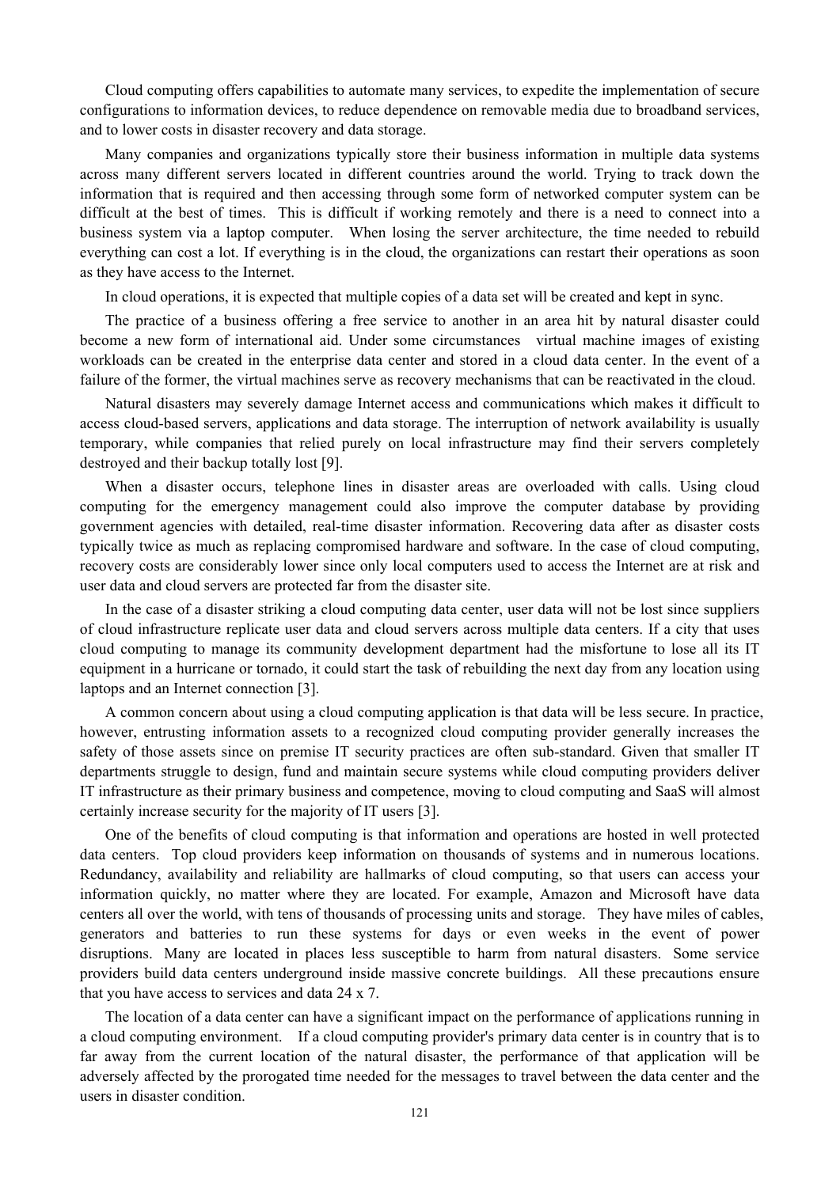Cloud computing offers capabilities to automate many services, to expedite the implementation of secure configurations to information devices, to reduce dependence on removable media due to broadband services, and to lower costs in disaster recovery and data storage.

Many companies and organizations typically store their business information in multiple data systems across many different servers located in different countries around the world. Trying to track down the information that is required and then accessing through some form of networked computer system can be difficult at the best of times. This is difficult if working remotely and there is a need to connect into a business system via a laptop computer. When losing the server architecture, the time needed to rebuild everything can cost a lot. If everything is in the cloud, the organizations can restart their operations as soon as they have access to the Internet.

In cloud operations, it is expected that multiple copies of a data set will be created and kept in sync.

The practice of a business offering a free service to another in an area hit by natural disaster could become a new form of international aid. Under some circumstances virtual machine images of existing workloads can be created in the enterprise data center and stored in a cloud data center. In the event of a failure of the former, the virtual machines serve as recovery mechanisms that can be reactivated in the cloud.

Natural disasters may severely damage Internet access and communications which makes it difficult to access cloud-based servers, applications and data storage. The interruption of network availability is usually temporary, while companies that relied purely on local infrastructure may find their servers completely destroyed and their backup totally lost [9].

When a disaster occurs, telephone lines in disaster areas are overloaded with calls. Using cloud computing for the emergency management could also improve the computer database by providing government agencies with detailed, real-time disaster information. Recovering data after as disaster costs typically twice as much as replacing compromised hardware and software. In the case of cloud computing, recovery costs are considerably lower since only local computers used to access the Internet are at risk and user data and cloud servers are protected far from the disaster site.

In the case of a disaster striking a cloud computing data center, user data will not be lost since suppliers of cloud infrastructure replicate user data and cloud servers across multiple data centers. If a city that uses cloud computing to manage its community development department had the misfortune to lose all its IT equipment in a hurricane or tornado, it could start the task of rebuilding the next day from any location using laptops and an Internet connection [3].

A common concern about using a cloud computing application is that data will be less secure. In practice, however, entrusting information assets to a recognized cloud computing provider generally increases the safety of those assets since on premise IT security practices are often sub-standard. Given that smaller IT departments struggle to design, fund and maintain secure systems while cloud computing providers deliver IT infrastructure as their primary business and competence, moving to cloud computing and SaaS will almost certainly increase security for the majority of IT users [3].

One of the benefits of cloud computing is that information and operations are hosted in well protected data centers. Top cloud providers keep information on thousands of systems and in numerous locations. Redundancy, availability and reliability are hallmarks of cloud computing, so that users can access your information quickly, no matter where they are located. For example, Amazon and Microsoft have data centers all over the world, with tens of thousands of processing units and storage. They have miles of cables, generators and batteries to run these systems for days or even weeks in the event of power disruptions. Many are located in places less susceptible to harm from natural disasters. Some service providers build data centers underground inside massive concrete buildings. All these precautions ensure that you have access to services and data 24 x 7.

The location of a data center can have a significant impact on the performance of applications running in a cloud computing environment. If a cloud computing provider's primary data center is in country that is to far away from the current location of the natural disaster, the performance of that application will be adversely affected by the prorogated time needed for the messages to travel between the data center and the users in disaster condition.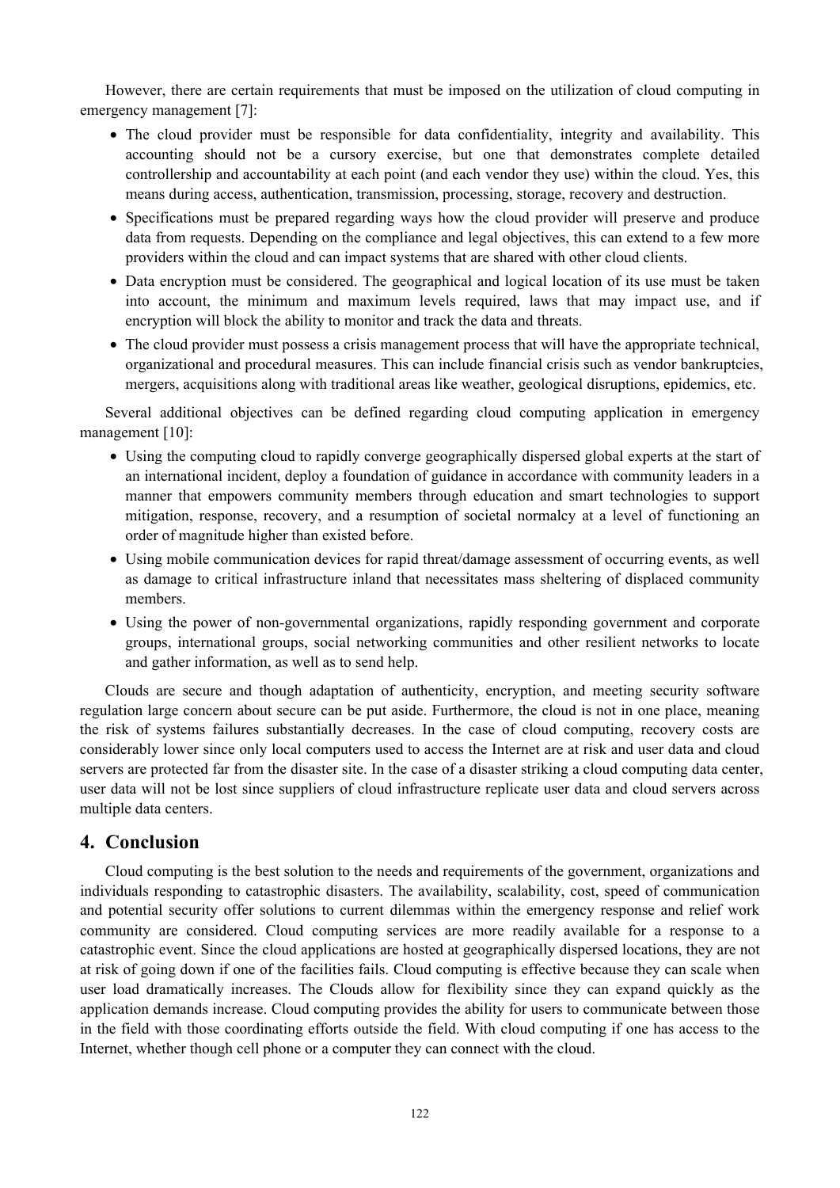However, there are certain requirements that must be imposed on the utilization of cloud computing in emergency management [7]:

- The cloud provider must be responsible for data confidentiality, integrity and availability. This accounting should not be a cursory exercise, but one that demonstrates complete detailed controllership and accountability at each point (and each vendor they use) within the cloud. Yes, this means during access, authentication, transmission, processing, storage, recovery and destruction.
- Specifications must be prepared regarding ways how the cloud provider will preserve and produce data from requests. Depending on the compliance and legal objectives, this can extend to a few more providers within the cloud and can impact systems that are shared with other cloud clients.
- Data encryption must be considered. The geographical and logical location of its use must be taken into account, the minimum and maximum levels required, laws that may impact use, and if encryption will block the ability to monitor and track the data and threats.
- The cloud provider must possess a crisis management process that will have the appropriate technical, organizational and procedural measures. This can include financial crisis such as vendor bankruptcies, mergers, acquisitions along with traditional areas like weather, geological disruptions, epidemics, etc.

Several additional objectives can be defined regarding cloud computing application in emergency management [10]:

- Using the computing cloud to rapidly converge geographically dispersed global experts at the start of an international incident, deploy a foundation of guidance in accordance with community leaders in a manner that empowers community members through education and smart technologies to support mitigation, response, recovery, and a resumption of societal normalcy at a level of functioning an order of magnitude higher than existed before.
- Using mobile communication devices for rapid threat/damage assessment of occurring events, as well as damage to critical infrastructure inland that necessitates mass sheltering of displaced community members.
- Using the power of non-governmental organizations, rapidly responding government and corporate groups, international groups, social networking communities and other resilient networks to locate and gather information, as well as to send help.

Clouds are secure and though adaptation of authenticity, encryption, and meeting security software regulation large concern about secure can be put aside. Furthermore, the cloud is not in one place, meaning the risk of systems failures substantially decreases. In the case of cloud computing, recovery costs are considerably lower since only local computers used to access the Internet are at risk and user data and cloud servers are protected far from the disaster site. In the case of a disaster striking a cloud computing data center, user data will not be lost since suppliers of cloud infrastructure replicate user data and cloud servers across multiple data centers.

## 4. Conclusion

Cloud computing is the best solution to the needs and requirements of the government, organizations and individuals responding to catastrophic disasters. The availability, scalability, cost, speed of communication and potential security offer solutions to current dilemmas within the emergency response and relief work community are considered. Cloud computing services are more readily available for a response to a catastrophic event. Since the cloud applications are hosted at geographically dispersed locations, they are not at risk of going down if one of the facilities fails. Cloud computing is effective because they can scale when user load dramatically increases. The Clouds allow for flexibility since they can expand quickly as the application demands increase. Cloud computing provides the ability for users to communicate between those in the field with those coordinating efforts outside the field. With cloud computing if one has access to the Internet, whether though cell phone or a computer they can connect with the cloud.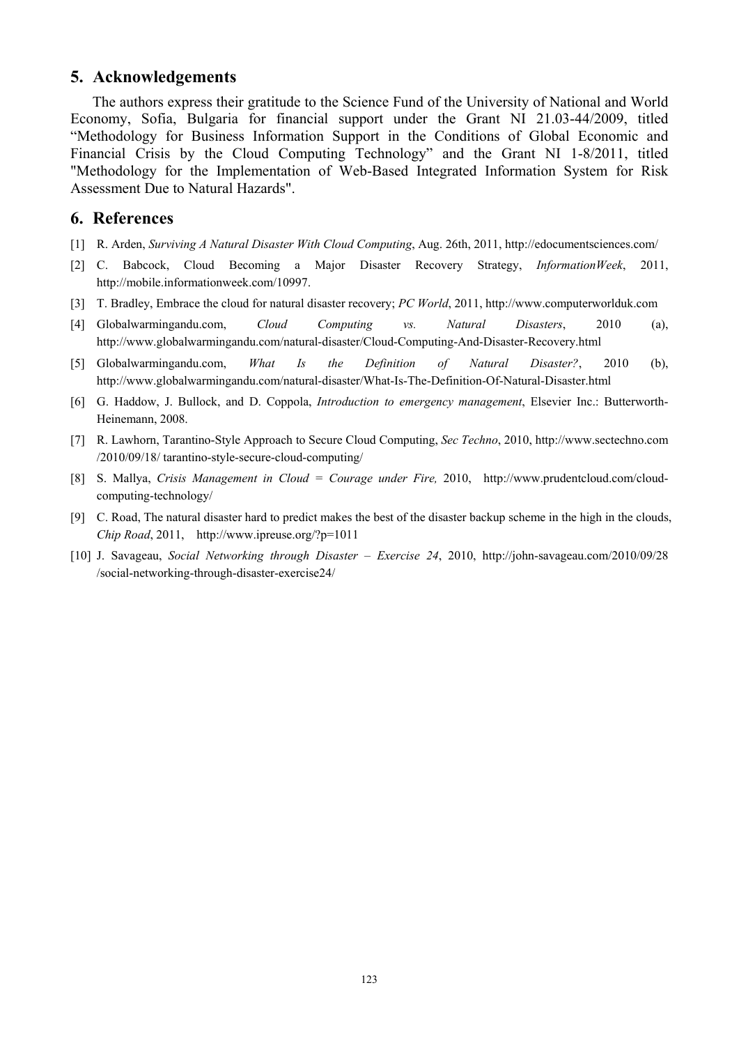## 5. Acknowledgements

The authors express their gratitude to the Science Fund of the University of National and World Economy, Sofia, Bulgaria for financial support under the Grant NI 21.03-44/2009, titled "Methodology for Business Information Support in the Conditions of Global Economic and Financial Crisis by the Cloud Computing Technology" and the Grant NI 1-8/2011, titled "Methodology for the Implementation of Web-Based Integrated Information System for Risk Assessment Due to Natural Hazards".

## 6. References

[1] R. Arden, *Surviving A Natural Disaster With Cloud Computing*, Aug. 26th, 2011, http://edocumentsciences.com/

[2] C. Babcock, Cloud Becoming a Major Disaster Recovery Strategy, *InformationWeek*, 2011, http://mobile.informationweek.com/10997.

[3] T. Bradley, Embrace the cloud for natural disaster recovery; *PC World*, 2011, http://www.computerworlduk.com

[4] Globalwarmingandu.com, *Cloud Computing vs. Natural Disasters*, 2010 (a), http://www.globalwarmingandu.com/natural-disaster/Cloud-Computing-And-Disaster-Recovery.html

[5] Globalwarmingandu.com, *What Is the Definition of Natural Disaster?*, 2010 (b), http://www.globalwarmingandu.com/natural-disaster/What-Is-The-Definition-Of-Natural-Disaster.html

[6] G. Haddow, J. Bullock, and D. Coppola, *Introduction to emergency management*, Elsevier Inc.: Butterworth-Heinemann, 2008.

[7] R. Lawhorn, Tarantino-Style Approach to Secure Cloud Computing, *Sec Techno*, 2010, http://www.sectechno.com /2010/09/18/ tarantino-style-secure-cloud-computing/

[8] S. Mallya, *Crisis Management in Cloud = Courage under Fire,* 2010, http://www.prudentcloud.com/cloud-computing-technology/

[9] C. Road, The natural disaster hard to predict makes the best of the disaster backup scheme in the high in the clouds, *Chip Road*, 2011, http://www.ipreuse.org/?p=1011

[10] J. Savageau, *Social Networking through Disaster – Exercise 24*, 2010, http://john-savageau.com/2010/09/28 /social-networking-through-disaster-exercise24/